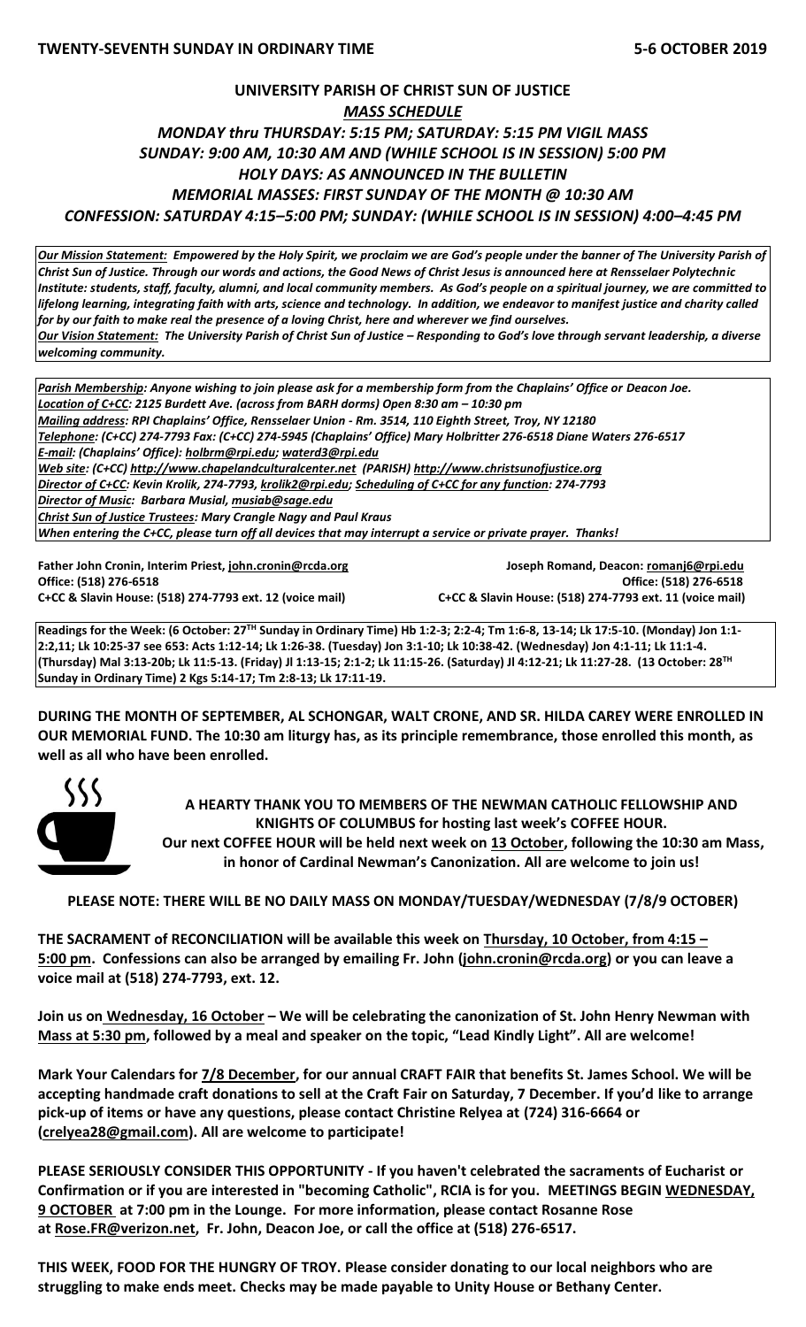**TWENTY-SEVENTH SUNDAY IN ORDINARY TIME** **5-6 OCTOBER 2019**

# UNIVERSITY PARISH OF CHRIST SUN OF JUSTICE

## *MASS SCHEDULE*

***MONDAY thru THURSDAY: 5:15 PM; SATURDAY: 5:15 PM VIGIL MASS***
***SUNDAY: 9:00 AM, 10:30 AM AND (WHILE SCHOOL IS IN SESSION) 5:00 PM***
***HOLY DAYS: AS ANNOUNCED IN THE BULLETIN***
***MEMORIAL MASSES: FIRST SUNDAY OF THE MONTH @ 10:30 AM***
***CONFESSION: SATURDAY 4:15–5:00 PM; SUNDAY: (WHILE SCHOOL IS IN SESSION) 4:00–4:45 PM***

***Our Mission Statement:** Empowered by the Holy Spirit, we proclaim we are God's people under the banner of The University Parish of Christ Sun of Justice. Through our words and actions, the Good News of Christ Jesus is announced here at Rensselaer Polytechnic Institute: students, staff, faculty, alumni, and local community members. As God's people on a spiritual journey, we are committed to lifelong learning, integrating faith with arts, science and technology. In addition, we endeavor to manifest justice and charity called for by our faith to make real the presence of a loving Christ, here and wherever we find ourselves.*
***Our Vision Statement:** The University Parish of Christ Sun of Justice – Responding to God's love through servant leadership, a diverse welcoming community.*

***Parish Membership:** Anyone wishing to join please ask for a membership form from the Chaplains' Office or Deacon Joe.*
***Location of C+CC:** 2125 Burdett Ave. (across from BARH dorms) Open 8:30 am – 10:30 pm*
***Mailing address:** RPI Chaplains' Office, Rensselaer Union - Rm. 3514, 110 Eighth Street, Troy, NY 12180*
***Telephone:** (C+CC) 274-7793 Fax: (C+CC) 274-5945 (Chaplains' Office) Mary Holbritter 276-6518 Diane Waters 276-6517*
***E-mail:** (Chaplains' Office): holbrm@rpi.edu; waterd3@rpi.edu*
***Web site:** (C+CC) http://www.chapelandculturalcenter.net (PARISH) http://www.christsunofjustice.org*
***Director of C+CC:** Kevin Krolik, 274-7793, krolik2@rpi.edu; **Scheduling of C+CC for any function:** 274-7793*
***Director of Music:** Barbara Musial, musiab@sage.edu*
***Christ Sun of Justice Trustees:** Mary Crangle Nagy and Paul Kraus*
***When entering the C+CC, please turn off all devices that may interrupt a service or private prayer. Thanks!***

**Father John Cronin, Interim Priest, john.cronin@rcda.org**
**Office: (518) 276-6518**
**C+CC & Slavin House: (518) 274-7793 ext. 12 (voice mail)**

**Joseph Romand, Deacon: romanj6@rpi.edu**
**Office: (518) 276-6518**
**C+CC & Slavin House: (518) 274-7793 ext. 11 (voice mail)**

**Readings for the Week: (6 October: 27TH Sunday in Ordinary Time) Hb 1:2-3; 2:2-4; Tm 1:6-8, 13-14; Lk 17:5-10. (Monday) Jon 1:1-2:2,11; Lk 10:25-37 see 653: Acts 1:12-14; Lk 1:26-38. (Tuesday) Jon 3:1-10; Lk 10:38-42. (Wednesday) Jon 4:1-11; Lk 11:1-4. (Thursday) Mal 3:13-20b; Lk 11:5-13. (Friday) Jl 1:13-15; 2:1-2; Lk 11:15-26. (Saturday) Jl 4:12-21; Lk 11:27-28. (13 October: 28TH Sunday in Ordinary Time) 2 Kgs 5:14-17; Tm 2:8-13; Lk 17:11-19.**

**DURING THE MONTH OF SEPTEMBER, AL SCHONGAR, WALT CRONE, AND SR. HILDA CAREY WERE ENROLLED IN OUR MEMORIAL FUND. The 10:30 am liturgy has, as its principle remembrance, those enrolled this month, as well as all who have been enrolled.**

**A HEARTY THANK YOU TO MEMBERS OF THE NEWMAN CATHOLIC FELLOWSHIP AND KNIGHTS OF COLUMBUS for hosting last week's COFFEE HOUR.**
**Our next COFFEE HOUR will be held next week on 13 October, following the 10:30 am Mass, in honor of Cardinal Newman's Canonization. All are welcome to join us!**

**PLEASE NOTE: THERE WILL BE NO DAILY MASS ON MONDAY/TUESDAY/WEDNESDAY (7/8/9 OCTOBER)**

**THE SACRAMENT of RECONCILIATION will be available this week on Thursday, 10 October, from 4:15 – 5:00 pm. Confessions can also be arranged by emailing Fr. John (john.cronin@rcda.org) or you can leave a voice mail at (518) 274-7793, ext. 12.**

**Join us on Wednesday, 16 October – We will be celebrating the canonization of St. John Henry Newman with Mass at 5:30 pm, followed by a meal and speaker on the topic, "Lead Kindly Light". All are welcome!**

**Mark Your Calendars for 7/8 December, for our annual CRAFT FAIR that benefits St. James School. We will be accepting handmade craft donations to sell at the Craft Fair on Saturday, 7 December. If you'd like to arrange pick-up of items or have any questions, please contact Christine Relyea at (724) 316-6664 or (crelyea28@gmail.com). All are welcome to participate!**

**PLEASE SERIOUSLY CONSIDER THIS OPPORTUNITY - If you haven't celebrated the sacraments of Eucharist or Confirmation or if you are interested in "becoming Catholic", RCIA is for you. MEETINGS BEGIN WEDNESDAY, 9 OCTOBER at 7:00 pm in the Lounge. For more information, please contact Rosanne Rose at Rose.FR@verizon.net, Fr. John, Deacon Joe, or call the office at (518) 276-6517.**

**THIS WEEK, FOOD FOR THE HUNGRY OF TROY. Please consider donating to our local neighbors who are struggling to make ends meet. Checks may be made payable to Unity House or Bethany Center.**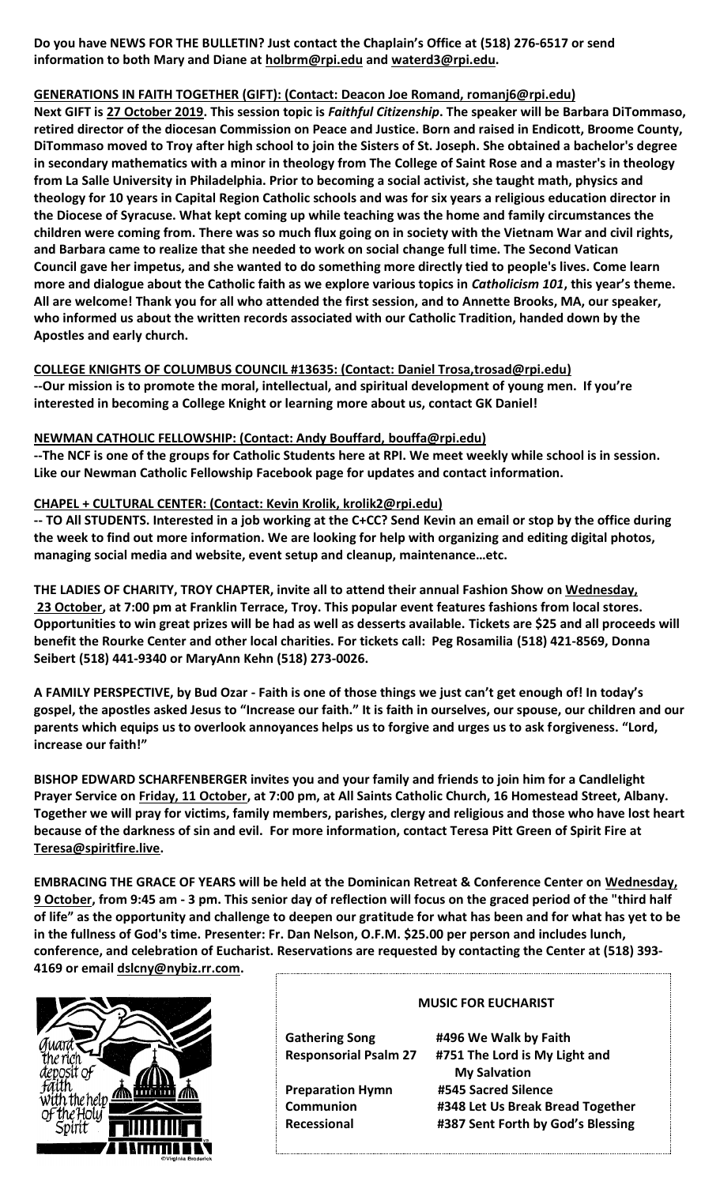**Do you have NEWS FOR THE BULLETIN? Just contact the Chaplain's Office at (518) 276-6517 or send information to both Mary and Diane at holbrm@rpi.edu and waterd3@rpi.edu.**

**GENERATIONS IN FAITH TOGETHER (GIFT): (Contact: Deacon Joe Romand, romanj6@rpi.edu)**

**Next GIFT is 27 October 2019. This session topic is *Faithful Citizenship*. The speaker will be Barbara DiTommaso, retired director of the diocesan Commission on Peace and Justice. Born and raised in Endicott, Broome County, DiTommaso moved to Troy after high school to join the Sisters of St. Joseph. She obtained a bachelor's degree in secondary mathematics with a minor in theology from The College of Saint Rose and a master's in theology from La Salle University in Philadelphia. Prior to becoming a social activist, she taught math, physics and theology for 10 years in Capital Region Catholic schools and was for six years a religious education director in the Diocese of Syracuse. What kept coming up while teaching was the home and family circumstances the children were coming from. There was so much flux going on in society with the Vietnam War and civil rights, and Barbara came to realize that she needed to work on social change full time. The Second Vatican Council gave her impetus, and she wanted to do something more directly tied to people's lives. Come learn more and dialogue about the Catholic faith as we explore various topics in *Catholicism 101*, this year's theme. All are welcome! Thank you for all who attended the first session, and to Annette Brooks, MA, our speaker, who informed us about the written records associated with our Catholic Tradition, handed down by the Apostles and early church.**

**COLLEGE KNIGHTS OF COLUMBUS COUNCIL #13635: (Contact: Daniel Trosa,trosad@rpi.edu)**

**--Our mission is to promote the moral, intellectual, and spiritual development of young men. If you're interested in becoming a College Knight or learning more about us, contact GK Daniel!**

**NEWMAN CATHOLIC FELLOWSHIP: (Contact: Andy Bouffard, bouffa@rpi.edu)**

**--The NCF is one of the groups for Catholic Students here at RPI. We meet weekly while school is in session. Like our Newman Catholic Fellowship Facebook page for updates and contact information.**

**CHAPEL + CULTURAL CENTER: (Contact: Kevin Krolik, krolik2@rpi.edu)**

**-- TO All STUDENTS. Interested in a job working at the C+CC? Send Kevin an email or stop by the office during the week to find out more information. We are looking for help with organizing and editing digital photos, managing social media and website, event setup and cleanup, maintenance…etc.**

**THE LADIES OF CHARITY, TROY CHAPTER, invite all to attend their annual Fashion Show on Wednesday, 23 October, at 7:00 pm at Franklin Terrace, Troy. This popular event features fashions from local stores. Opportunities to win great prizes will be had as well as desserts available. Tickets are $25 and all proceeds will benefit the Rourke Center and other local charities. For tickets call: Peg Rosamilia (518) 421-8569, Donna Seibert (518) 441-9340 or MaryAnn Kehn (518) 273-0026.**

**A FAMILY PERSPECTIVE, by Bud Ozar - Faith is one of those things we just can't get enough of! In today's gospel, the apostles asked Jesus to "Increase our faith." It is faith in ourselves, our spouse, our children and our parents which equips us to overlook annoyances helps us to forgive and urges us to ask forgiveness. "Lord, increase our faith!"**

**BISHOP EDWARD SCHARFENBERGER invites you and your family and friends to join him for a Candlelight Prayer Service on Friday, 11 October, at 7:00 pm, at All Saints Catholic Church, 16 Homestead Street, Albany. Together we will pray for victims, family members, parishes, clergy and religious and those who have lost heart because of the darkness of sin and evil. For more information, contact Teresa Pitt Green of Spirit Fire at Teresa@spiritfire.live.**

**EMBRACING THE GRACE OF YEARS will be held at the Dominican Retreat & Conference Center on Wednesday, 9 October, from 9:45 am - 3 pm. This senior day of reflection will focus on the graced period of the "third half of life" as the opportunity and challenge to deepen our gratitude for what has been and for what has yet to be in the fullness of God's time. Presenter: Fr. Dan Nelson, O.F.M. $25.00 per person and includes lunch, conference, and celebration of Eucharist. Reservations are requested by contacting the Center at (518) 393-4169 or email dslcny@nybiz.rr.com.**

Guard the rich deposit of faith with the help of the Holy Spirit

©Virginia Broderick

**MUSIC FOR EUCHARIST**

| | |
|---|---|
| **Gathering Song** | **#496 We Walk by Faith** |
| **Responsorial Psalm 27** | **#751 The Lord is My Light and My Salvation** |
| **Preparation Hymn** | **#545 Sacred Silence** |
| **Communion** | **#348 Let Us Break Bread Together** |
| **Recessional** | **#387 Sent Forth by God's Blessing** |